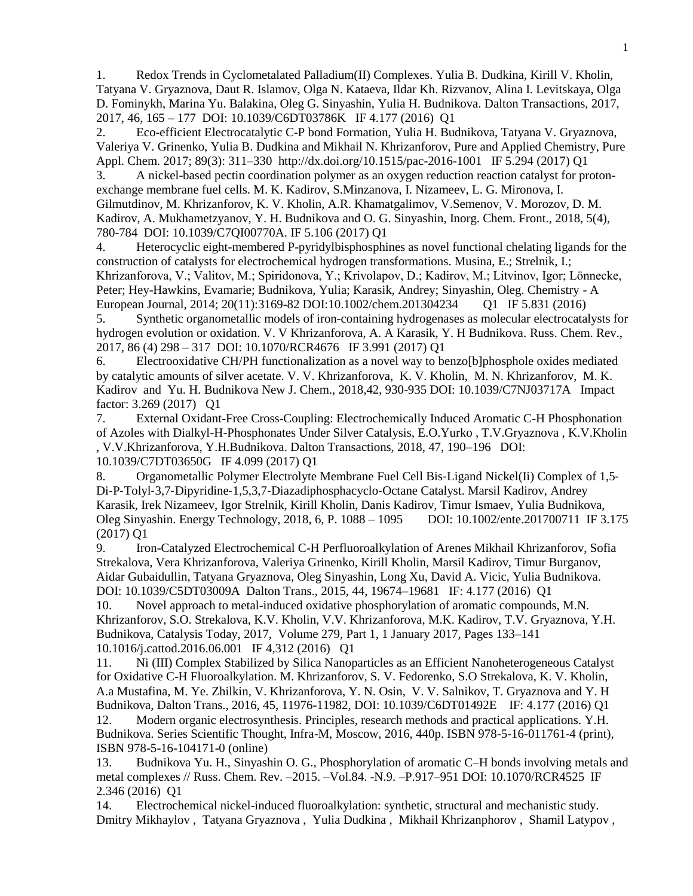1. Redox Trends in Cyclometalated Palladium(II) Complexes. Yulia B. Dudkina, Kirill V. Kholin, Tatyana V. Gryaznova, Daut R. Islamov, Olga N. Kataeva, Ildar Kh. Rizvanov, Alina I. Levitskaya, Olga D. Fominykh, Marina Yu. Balakina, Oleg G. Sinyashin, Yulia H. Budnikova. Dalton Transactions, 2017, 2017, 46, 165 – 177 DOI: 10.1039/C6DT03786K IF 4.177 (2016) Q1
2. Eco-efficient Electrocatalytic C-P bond Formation, Yulia H. Budnikova, Tatyana V. Gryaznova, Valeriya V. Grinenko, Yulia B. Dudkina and Mikhail N. Khrizanforov, Pure and Applied Chemistry, Pure Appl. Chem. 2017; 89(3): 311–330 http://dx.doi.org/10.1515/pac-2016-1001 IF 5.294 (2017) Q1
3. A nickel-based pectin coordination polymer as an oxygen reduction reaction catalyst for proton-exchange membrane fuel cells. M. K. Kadirov, S.Minzanova, I. Nizameev, L. G. Mironova, I. Gilmutdinov, M. Khrizanforov, K. V. Kholin, A.R. Khamatgalimov, V.Semenov, V. Morozov, D. M. Kadirov, A. Mukhametzyanov, Y. H. Budnikova and O. G. Sinyashin, Inorg. Chem. Front., 2018, 5(4), 780-784 DOI: 10.1039/C7QI00770A. IF 5.106 (2017) Q1
4. Heterocyclic eight-membered P-pyridylbisphosphines as novel functional chelating ligands for the construction of catalysts for electrochemical hydrogen transformations. Musina, E.; Strelnik, I.; Khrizanforova, V.; Valitov, M.; Spiridonova, Y.; Krivolapov, D.; Kadirov, M.; Litvinov, Igor; Lönnecke, Peter; Hey-Hawkins, Evamarie; Budnikova, Yulia; Karasik, Andrey; Sinyashin, Oleg. Chemistry - A European Journal, 2014; 20(11):3169-82 DOI:10.1002/chem.201304234 Q1 IF 5.831 (2016)
5. Synthetic organometallic models of iron-containing hydrogenases as molecular electrocatalysts for hydrogen evolution or oxidation. V. V Khrizanforova, A. A Karasik, Y. H Budnikova. Russ. Chem. Rev., 2017, 86 (4) 298 – 317 DOI: 10.1070/RCR4676 IF 3.991 (2017) Q1
6. Electrooxidative CH/PH functionalization as a novel way to benzo[b]phosphole oxides mediated by catalytic amounts of silver acetate. V. V. Khrizanforova, K. V. Kholin, M. N. Khrizanforov, M. K. Kadirov and Yu. H. Budnikova New J. Chem., 2018,42, 930-935 DOI: 10.1039/C7NJ03717A Impact factor: 3.269 (2017) Q1
7. External Oxidant-Free Cross-Coupling: Electrochemically Induced Aromatic C-H Phosphonation of Azoles with Dialkyl-H-Phosphonates Under Silver Catalysis, E.O.Yurko , T.V.Gryaznova , K.V.Kholin , V.V.Khrizanforova, Y.H.Budnikova. Dalton Transactions, 2018, 47, 190–196 DOI: 10.1039/C7DT03650G IF 4.099 (2017) Q1
8. Organometallic Polymer Electrolyte Membrane Fuel Cell Bis-Ligand Nickel(Ii) Complex of 1,5-Di-P-Tolyl-3,7-Dipyridine-1,5,3,7-Diazadiphosphacyclo-Octane Catalyst. Marsil Kadirov, Andrey Karasik, Irek Nizameev, Igor Strelnik, Kirill Kholin, Danis Kadirov, Timur Ismaev, Yulia Budnikova, Oleg Sinyashin. Energy Technology, 2018, 6, P. 1088 – 1095 DOI: 10.1002/ente.201700711 IF 3.175 (2017) Q1
9. Iron-Catalyzed Electrochemical C-H Perfluoroalkylation of Arenes Mikhail Khrizanforov, Sofia Strekalova, Vera Khrizanforova, Valeriya Grinenko, Kirill Kholin, Marsil Kadirov, Timur Burganov, Aidar Gubaidullin, Tatyana Gryaznova, Oleg Sinyashin, Long Xu, David A. Vicic, Yulia Budnikova. DOI: 10.1039/C5DT03009A Dalton Trans., 2015, 44, 19674–19681 IF: 4.177 (2016) Q1
10. Novel approach to metal-induced oxidative phosphorylation of aromatic compounds, M.N. Khrizanforov, S.O. Strekalova, K.V. Kholin, V.V. Khrizanforova, M.K. Kadirov, T.V. Gryaznova, Y.H. Budnikova, Catalysis Today, 2017, Volume 279, Part 1, 1 January 2017, Pages 133–141 10.1016/j.cattod.2016.06.001 IF 4,312 (2016) Q1
11. Ni (III) Complex Stabilized by Silica Nanoparticles as an Efficient Nanoheterogeneous Catalyst for Oxidative C-H Fluoroalkylation. M. Khrizanforov, S. V. Fedorenko, S.O Strekalova, K. V. Kholin, A.a Mustafina, M. Ye. Zhilkin, V. Khrizanforova, Y. N. Osin, V. V. Salnikov, T. Gryaznova and Y. H Budnikova, Dalton Trans., 2016, 45, 11976-11982, DOI: 10.1039/C6DT01492E IF: 4.177 (2016) Q1
12. Modern organic electrosynthesis. Principles, research methods and practical applications. Y.H. Budnikova. Series Scientific Thought, Infra-M, Moscow, 2016, 440p. ISBN 978-5-16-011761-4 (print), ISBN 978-5-16-104171-0 (online)
13. Budnikova Yu. H., Sinyashin O. G., Phosphorylation of aromatic C–H bonds involving metals and metal complexes // Russ. Chem. Rev. –2015. –Vol.84. -N.9. –P.917–951 DOI: 10.1070/RCR4525 IF 2.346 (2016) Q1
14. Electrochemical nickel-induced fluoroalkylation: synthetic, structural and mechanistic study. Dmitry Mikhaylov , Tatyana Gryaznova , Yulia Dudkina , Mikhail Khrizanphorov , Shamil Latypov ,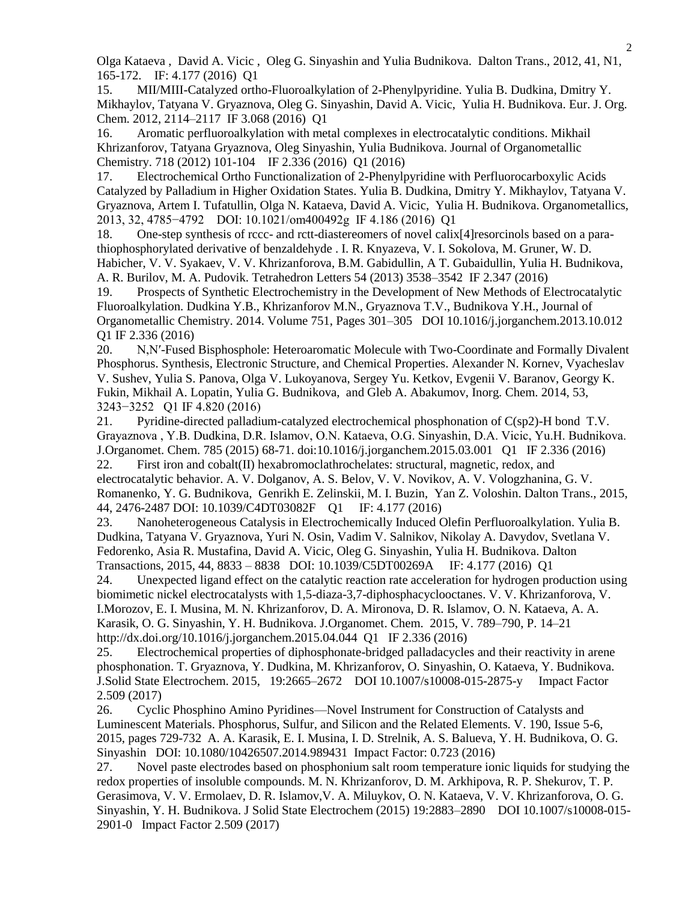Olga Kataeva , David A. Vicic , Oleg G. Sinyashin and Yulia Budnikova. Dalton Trans., 2012, 41, N1, 165-172. IF: 4.177 (2016) Q1

15. MII/MIII-Catalyzed ortho-Fluoroalkylation of 2-Phenylpyridine. Yulia B. Dudkina, Dmitry Y. Mikhaylov, Tatyana V. Gryaznova, Oleg G. Sinyashin, David A. Vicic, Yulia H. Budnikova. Eur. J. Org. Chem. 2012, 2114–2117 IF 3.068 (2016) Q1

16. Aromatic perfluoroalkylation with metal complexes in electrocatalytic conditions. Mikhail Khrizanforov, Tatyana Gryaznova, Oleg Sinyashin, Yulia Budnikova. Journal of Organometallic Chemistry. 718 (2012) 101-104 IF 2.336 (2016) Q1 (2016)

17. Electrochemical Ortho Functionalization of 2-Phenylpyridine with Perfluorocarboxylic Acids Catalyzed by Palladium in Higher Oxidation States. Yulia B. Dudkina, Dmitry Y. Mikhaylov, Tatyana V. Gryaznova, Artem I. Tufatullin, Olga N. Kataeva, David A. Vicic, Yulia H. Budnikova. Organometallics, 2013, 32, 4785−4792 DOI: 10.1021/om400492g IF 4.186 (2016) Q1

18. One-step synthesis of rccc- and rctt-diastereomers of novel calix[4]resorcinols based on a para-thiophosphorylated derivative of benzaldehyde . I. R. Knyazeva, V. I. Sokolova, M. Gruner, W. D. Habicher, V. V. Syakaev, V. V. Khrizanforova, B.M. Gabidullin, A T. Gubaidullin, Yulia H. Budnikova, A. R. Burilov, M. A. Pudovik. Tetrahedron Letters 54 (2013) 3538–3542 IF 2.347 (2016)

19. Prospects of Synthetic Electrochemistry in the Development of New Methods of Electrocatalytic Fluoroalkylation. Dudkina Y.B., Khrizanforov M.N., Gryaznova T.V., Budnikova Y.H., Journal of Organometallic Chemistry. 2014. Volume 751, Pages 301–305 DOI 10.1016/j.jorganchem.2013.10.012 Q1 IF 2.336 (2016)

20. N,N′-Fused Bisphosphole: Heteroaromatic Molecule with Two-Coordinate and Formally Divalent Phosphorus. Synthesis, Electronic Structure, and Chemical Properties. Alexander N. Kornev, Vyacheslav V. Sushev, Yulia S. Panova, Olga V. Lukoyanova, Sergey Yu. Ketkov, Evgenii V. Baranov, Georgy K. Fukin, Mikhail A. Lopatin, Yulia G. Budnikova, and Gleb A. Abakumov, Inorg. Chem. 2014, 53, 3243−3252 Q1 IF 4.820 (2016)

21. Pyridine-directed palladium-catalyzed electrochemical phosphonation of C(sp2)-H bond T.V. Grayaznova , Y.B. Dudkina, D.R. Islamov, O.N. Kataeva, O.G. Sinyashin, D.A. Vicic, Yu.H. Budnikova. J.Organomet. Chem. 785 (2015) 68-71. doi:10.1016/j.jorganchem.2015.03.001 Q1 IF 2.336 (2016)

22. First iron and cobalt(II) hexabromoclathrochelates: structural, magnetic, redox, and electrocatalytic behavior. A. V. Dolganov, A. S. Belov, V. V. Novikov, A. V. Vologzhanina, G. V. Romanenko, Y. G. Budnikova, Genrikh E. Zelinskii, M. I. Buzin, Yan Z. Voloshin. Dalton Trans., 2015, 44, 2476-2487 DOI: 10.1039/C4DT03082F Q1 IF: 4.177 (2016)

23. Nanoheterogeneous Catalysis in Electrochemically Induced Olefin Perfluoroalkylation. Yulia B. Dudkina, Tatyana V. Gryaznova, Yuri N. Osin, Vadim V. Salnikov, Nikolay A. Davydov, Svetlana V. Fedorenko, Asia R. Mustafina, David A. Vicic, Oleg G. Sinyashin, Yulia H. Budnikova. Dalton Transactions, 2015, 44, 8833 – 8838 DOI: 10.1039/C5DT00269A IF: 4.177 (2016) Q1

24. Unexpected ligand effect on the catalytic reaction rate acceleration for hydrogen production using biomimetic nickel electrocatalysts with 1,5-diaza-3,7-diphosphacyclooctanes. V. V. Khrizanforova, V. I.Morozov, E. I. Musina, M. N. Khrizanforov, D. A. Mironova, D. R. Islamov, O. N. Kataeva, A. A. Karasik, O. G. Sinyashin, Y. H. Budnikova. J.Organomet. Chem. 2015, V. 789–790, P. 14–21 http://dx.doi.org/10.1016/j.jorganchem.2015.04.044 Q1 IF 2.336 (2016)

25. Electrochemical properties of diphosphonate-bridged palladacycles and their reactivity in arene phosphonation. T. Gryaznova, Y. Dudkina, M. Khrizanforov, O. Sinyashin, O. Kataeva, Y. Budnikova. J.Solid State Electrochem. 2015, 19:2665–2672 DOI 10.1007/s10008-015-2875-y Impact Factor 2.509 (2017)

26. Cyclic Phosphino Amino Pyridines—Novel Instrument for Construction of Catalysts and Luminescent Materials. Phosphorus, Sulfur, and Silicon and the Related Elements. V. 190, Issue 5-6, 2015, pages 729-732 A. A. Karasik, E. I. Musina, I. D. Strelnik, A. S. Balueva, Y. H. Budnikova, O. G. Sinyashin DOI: 10.1080/10426507.2014.989431 Impact Factor: 0.723 (2016)

27. Novel paste electrodes based on phosphonium salt room temperature ionic liquids for studying the redox properties of insoluble compounds. M. N. Khrizanforov, D. M. Arkhipova, R. P. Shekurov, T. P. Gerasimova, V. V. Ermolaev, D. R. Islamov,V. A. Miluykov, O. N. Kataeva, V. V. Khrizanforova, O. G. Sinyashin, Y. H. Budnikova. J Solid State Electrochem (2015) 19:2883–2890 DOI 10.1007/s10008-015-2901-0 Impact Factor 2.509 (2017)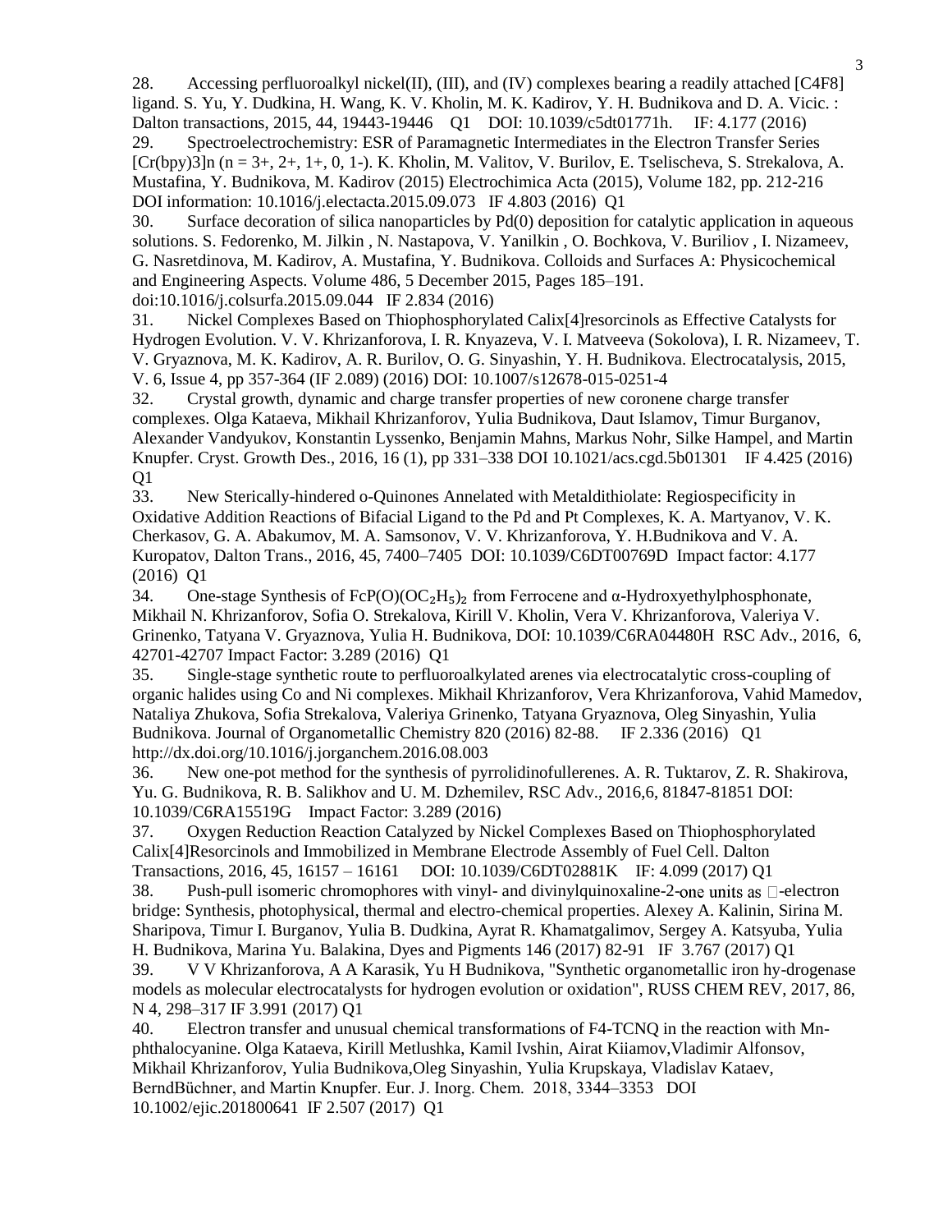28. Accessing perfluoroalkyl nickel(II), (III), and (IV) complexes bearing a readily attached [C4F8] ligand. S. Yu, Y. Dudkina, H. Wang, K. V. Kholin, M. K. Kadirov, Y. H. Budnikova and D. A. Vicic. : Dalton transactions, 2015, 44, 19443-19446 Q1 DOI: 10.1039/c5dt01771h. IF: 4.177 (2016)
29. Spectroelectrochemistry: ESR of Paramagnetic Intermediates in the Electron Transfer Series $[Cr(bpy)_3]n$ (n = 3+, 2+, 1+, 0, 1-). K. Kholin, M. Valitov, V. Burilov, E. Tselischeva, S. Strekalova, A. Mustafina, Y. Budnikova, M. Kadirov (2015) Electrochimica Acta (2015), Volume 182, pp. 212-216 DOI information: 10.1016/j.electacta.2015.09.073 IF 4.803 (2016) Q1
30. Surface decoration of silica nanoparticles by Pd(0) deposition for catalytic application in aqueous solutions. S. Fedorenko, M. Jilkin , N. Nastapova, V. Yanilkin , O. Bochkova, V. Buriliov , I. Nizameev, G. Nasretdinova, M. Kadirov, A. Mustafina, Y. Budnikova. Colloids and Surfaces A: Physicochemical and Engineering Aspects. Volume 486, 5 December 2015, Pages 185–191. doi:10.1016/j.colsurfa.2015.09.044 IF 2.834 (2016)
31. Nickel Complexes Based on Thiophosphorylated Calix[4]resorcinols as Effective Catalysts for Hydrogen Evolution. V. V. Khrizanforova, I. R. Knyazeva, V. I. Matveeva (Sokolova), I. R. Nizameev, T. V. Gryaznova, M. K. Kadirov, A. R. Burilov, O. G. Sinyashin, Y. H. Budnikova. Electrocatalysis, 2015, V. 6, Issue 4, pp 357-364 (IF 2.089) (2016) DOI: 10.1007/s12678-015-0251-4
32. Crystal growth, dynamic and charge transfer properties of new coronene charge transfer complexes. Olga Kataeva, Mikhail Khrizanforov, Yulia Budnikova, Daut Islamov, Timur Burganov, Alexander Vandyukov, Konstantin Lyssenko, Benjamin Mahns, Markus Nohr, Silke Hampel, and Martin Knupfer. Cryst. Growth Des., 2016, 16 (1), pp 331–338 DOI 10.1021/acs.cgd.5b01301 IF 4.425 (2016) Q1
33. New Sterically-hindered o-Quinones Annelated with Metaldithiolate: Regiospecificity in Oxidative Addition Reactions of Bifacial Ligand to the Pd and Pt Complexes, K. A. Martyanov, V. K. Cherkasov, G. A. Abakumov, M. A. Samsonov, V. V. Khrizanforova, Y. H.Budnikova and V. A. Kuropatov, Dalton Trans., 2016, 45, 7400–7405 DOI: 10.1039/C6DT00769D Impact factor: 4.177 (2016) Q1
34. One-stage Synthesis of $FcP(O)(OC_2H_5)_2$ from Ferrocene and α-Hydroxyethylphosphonate, Mikhail N. Khrizanforov, Sofia O. Strekalova, Kirill V. Kholin, Vera V. Khrizanforova, Valeriya V. Grinenko, Tatyana V. Gryaznova, Yulia H. Budnikova, DOI: 10.1039/C6RA04480H RSC Adv., 2016, 6, 42701-42707 Impact Factor: 3.289 (2016) Q1
35. Single-stage synthetic route to perfluoroalkylated arenes via electrocatalytic cross-coupling of organic halides using Co and Ni complexes. Mikhail Khrizanforov, Vera Khrizanforova, Vahid Mamedov, Nataliya Zhukova, Sofia Strekalova, Valeriya Grinenko, Tatyana Gryaznova, Oleg Sinyashin, Yulia Budnikova. Journal of Organometallic Chemistry 820 (2016) 82-88. IF 2.336 (2016) Q1 http://dx.doi.org/10.1016/j.jorganchem.2016.08.003
36. New one-pot method for the synthesis of pyrrolidinofullerenes. A. R. Tuktarov, Z. R. Shakirova, Yu. G. Budnikova, R. B. Salikhov and U. M. Dzhemilev, RSC Adv., 2016,6, 81847-81851 DOI: 10.1039/C6RA15519G Impact Factor: 3.289 (2016)
37. Oxygen Reduction Reaction Catalyzed by Nickel Complexes Based on Thiophosphorylated Calix[4]Resorcinols and Immobilized in Membrane Electrode Assembly of Fuel Cell. Dalton Transactions, 2016, 45, 16157 – 16161 DOI: 10.1039/C6DT02881K IF: 4.099 (2017) Q1
38. Push-pull isomeric chromophores with vinyl- and divinylquinoxaline-2-one units as π-electron bridge: Synthesis, photophysical, thermal and electro-chemical properties. Alexey A. Kalinin, Sirina M. Sharipova, Timur I. Burganov, Yulia B. Dudkina, Ayrat R. Khamatgalimov, Sergey A. Katsyuba, Yulia H. Budnikova, Marina Yu. Balakina, Dyes and Pigments 146 (2017) 82-91 IF 3.767 (2017) Q1
39. V V Khrizanforova, A A Karasik, Yu H Budnikova, "Synthetic organometallic iron hy-drogenase models as molecular electrocatalysts for hydrogen evolution or oxidation", RUSS CHEM REV, 2017, 86, N 4, 298–317 IF 3.991 (2017) Q1
40. Electron transfer and unusual chemical transformations of F4-TCNQ in the reaction with Mn-phthalocyanine. Olga Kataeva, Kirill Metlushka, Kamil Ivshin, Airat Kiiamov,Vladimir Alfonsov, Mikhail Khrizanforov, Yulia Budnikova,Oleg Sinyashin, Yulia Krupskaya, Vladislav Kataev, BerndBüchner, and Martin Knupfer. Eur. J. Inorg. Chem. 2018, 3344–3353 DOI 10.1002/ejic.201800641 IF 2.507 (2017) Q1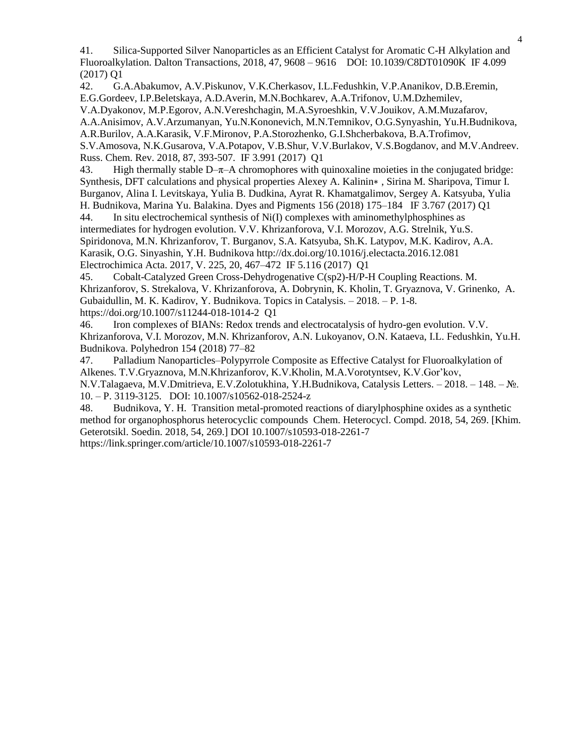41. Silica-Supported Silver Nanoparticles as an Efficient Catalyst for Aromatic C-H Alkylation and Fluoroalkylation. Dalton Transactions, 2018, 47, 9608 – 9616 DOI: 10.1039/C8DT01090K IF 4.099 (2017) Q1

42. G.A.Abakumov, A.V.Piskunov, V.K.Cherkasov, I.L.Fedushkin, V.P.Ananikov, D.B.Eremin, E.G.Gordeev, I.P.Beletskaya, A.D.Averin, M.N.Bochkarev, A.A.Trifonov, U.M.Dzhemilev, V.A.Dyakonov, M.P.Egorov, A.N.Vereshchagin, M.A.Syroeshkin, V.V.Jouikov, A.M.Muzafarov, A.A.Anisimov, A.V.Arzumanyan, Yu.N.Kononevich, M.N.Temnikov, O.G.Synyashin, Yu.H.Budnikova, A.R.Burilov, A.A.Karasik, V.F.Mironov, P.A.Storozhenko, G.I.Shcherbakova, B.A.Trofimov, S.V.Amosova, N.K.Gusarova, V.A.Potapov, V.B.Shur, V.V.Burlakov, V.S.Bogdanov, and M.V.Andreev. Russ. Chem. Rev. 2018, 87, 393-507. IF 3.991 (2017) Q1

43. High thermally stable D–π–A chromophores with quinoxaline moieties in the conjugated bridge: Synthesis, DFT calculations and physical properties Alexey A. Kalinin*, Sirina M. Sharipova, Timur I. Burganov, Alina I. Levitskaya, Yulia B. Dudkina, Ayrat R. Khamatgalimov, Sergey A. Katsyuba, Yulia H. Budnikova, Marina Yu. Balakina. Dyes and Pigments 156 (2018) 175–184 IF 3.767 (2017) Q1

44. In situ electrochemical synthesis of Ni(I) complexes with aminomethylphosphines as intermediates for hydrogen evolution. V.V. Khrizanforova, V.I. Morozov, A.G. Strelnik, Yu.S. Spiridonova, M.N. Khrizanforov, T. Burganov, S.A. Katsyuba, Sh.K. Latypov, M.K. Kadirov, A.A. Karasik, O.G. Sinyashin, Y.H. Budnikova http://dx.doi.org/10.1016/j.electacta.2016.12.081 Electrochimica Acta. 2017, V. 225, 20, 467–472 IF 5.116 (2017) Q1

45. Cobalt-Catalyzed Green Cross-Dehydrogenative C(sp2)-H/P-H Coupling Reactions. M. Khrizanforov, S. Strekalova, V. Khrizanforova, A. Dobrynin, K. Kholin, T. Gryaznova, V. Grinenko, A. Gubaidullin, M. K. Kadirov, Y. Budnikova. Topics in Catalysis. – 2018. – P. 1-8. https://doi.org/10.1007/s11244-018-1014-2 Q1

46. Iron complexes of BIANs: Redox trends and electrocatalysis of hydro-gen evolution. V.V. Khrizanforova, V.I. Morozov, M.N. Khrizanforov, A.N. Lukoyanov, O.N. Kataeva, I.L. Fedushkin, Yu.H. Budnikova. Polyhedron 154 (2018) 77–82

47. Palladium Nanoparticles–Polypyrrole Composite as Effective Catalyst for Fluoroalkylation of Alkenes. T.V.Gryaznova, M.N.Khrizanforov, K.V.Kholin, M.A.Vorotyntsev, K.V.Gor'kov, N.V.Talagaeva, M.V.Dmitrieva, E.V.Zolotukhina, Y.H.Budnikova, Catalysis Letters. – 2018. – 148. – №. 10. – P. 3119-3125. DOI: 10.1007/s10562-018-2524-z

48. Budnikova, Y. H. Transition metal-promoted reactions of diarylphosphine oxides as a synthetic method for organophosphorus heterocyclic compounds Chem. Heterocycl. Compd. 2018, 54, 269. [Khim. Geterotsikl. Soedin. 2018, 54, 269.] DOI 10.1007/s10593-018-2261-7 https://link.springer.com/article/10.1007/s10593-018-2261-7